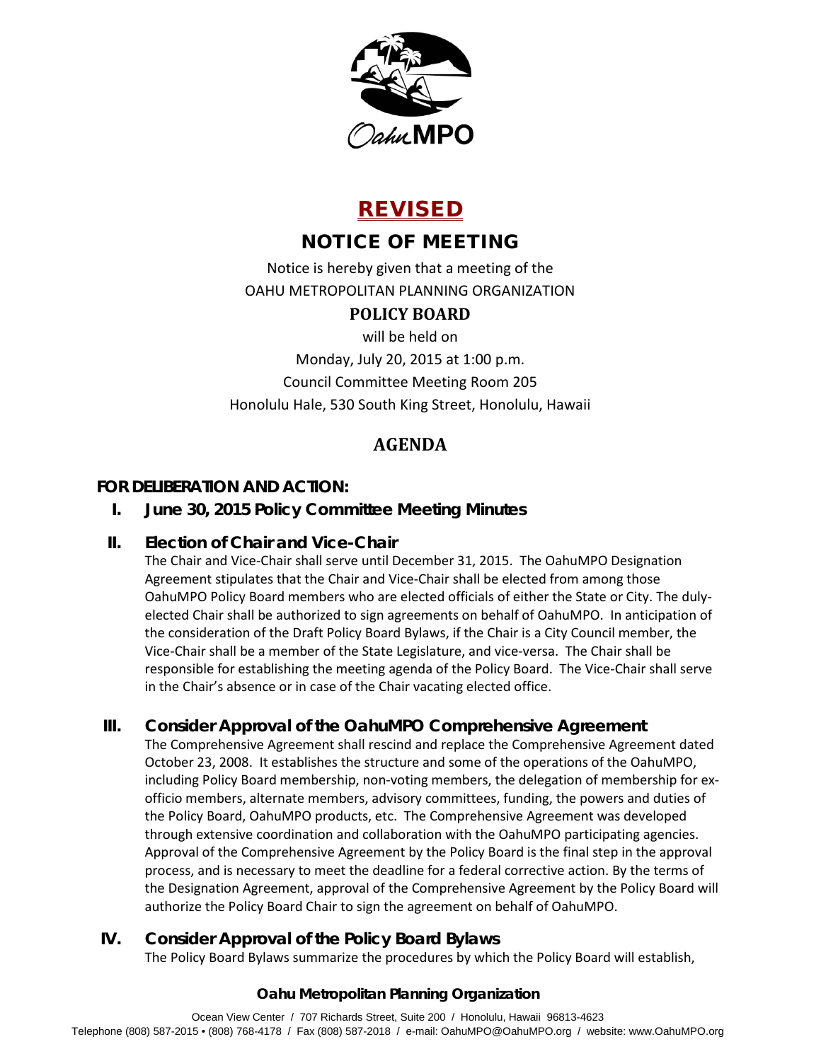# REVISED

## NOTICE OF MEETING

Notice is hereby given that a meeting of the
OAHU METROPOLITAN PLANNING ORGANIZATION

**POLICY BOARD**

will be held on
Monday, July 20, 2015 at 1:00 p.m.
Council Committee Meeting Room 205
Honolulu Hale, 530 South King Street, Honolulu, Hawaii

## AGENDA

**FOR DELIBERATION AND ACTION:**

**I. June 30, 2015 Policy Committee Meeting Minutes**

**II. Election of Chair and Vice-Chair**

The Chair and Vice-Chair shall serve until December 31, 2015. The OahuMPO Designation Agreement stipulates that the Chair and Vice-Chair shall be elected from among those OahuMPO Policy Board members who are elected officials of either the State or City. The duly-elected Chair shall be authorized to sign agreements on behalf of OahuMPO. In anticipation of the consideration of the Draft Policy Board Bylaws, if the Chair is a City Council member, the Vice-Chair shall be a member of the State Legislature, and vice-versa. The Chair shall be responsible for establishing the meeting agenda of the Policy Board. The Vice-Chair shall serve in the Chair's absence or in case of the Chair vacating elected office.

**III. Consider Approval of the OahuMPO Comprehensive Agreement**

The Comprehensive Agreement shall rescind and replace the Comprehensive Agreement dated October 23, 2008. It establishes the structure and some of the operations of the OahuMPO, including Policy Board membership, non-voting members, the delegation of membership for ex-officio members, alternate members, advisory committees, funding, the powers and duties of the Policy Board, OahuMPO products, etc. The Comprehensive Agreement was developed through extensive coordination and collaboration with the OahuMPO participating agencies. Approval of the Comprehensive Agreement by the Policy Board is the final step in the approval process, and is necessary to meet the deadline for a federal corrective action. By the terms of the Designation Agreement, approval of the Comprehensive Agreement by the Policy Board will authorize the Policy Board Chair to sign the agreement on behalf of OahuMPO.

**IV. Consider Approval of the Policy Board Bylaws**

The Policy Board Bylaws summarize the procedures by which the Policy Board will establish,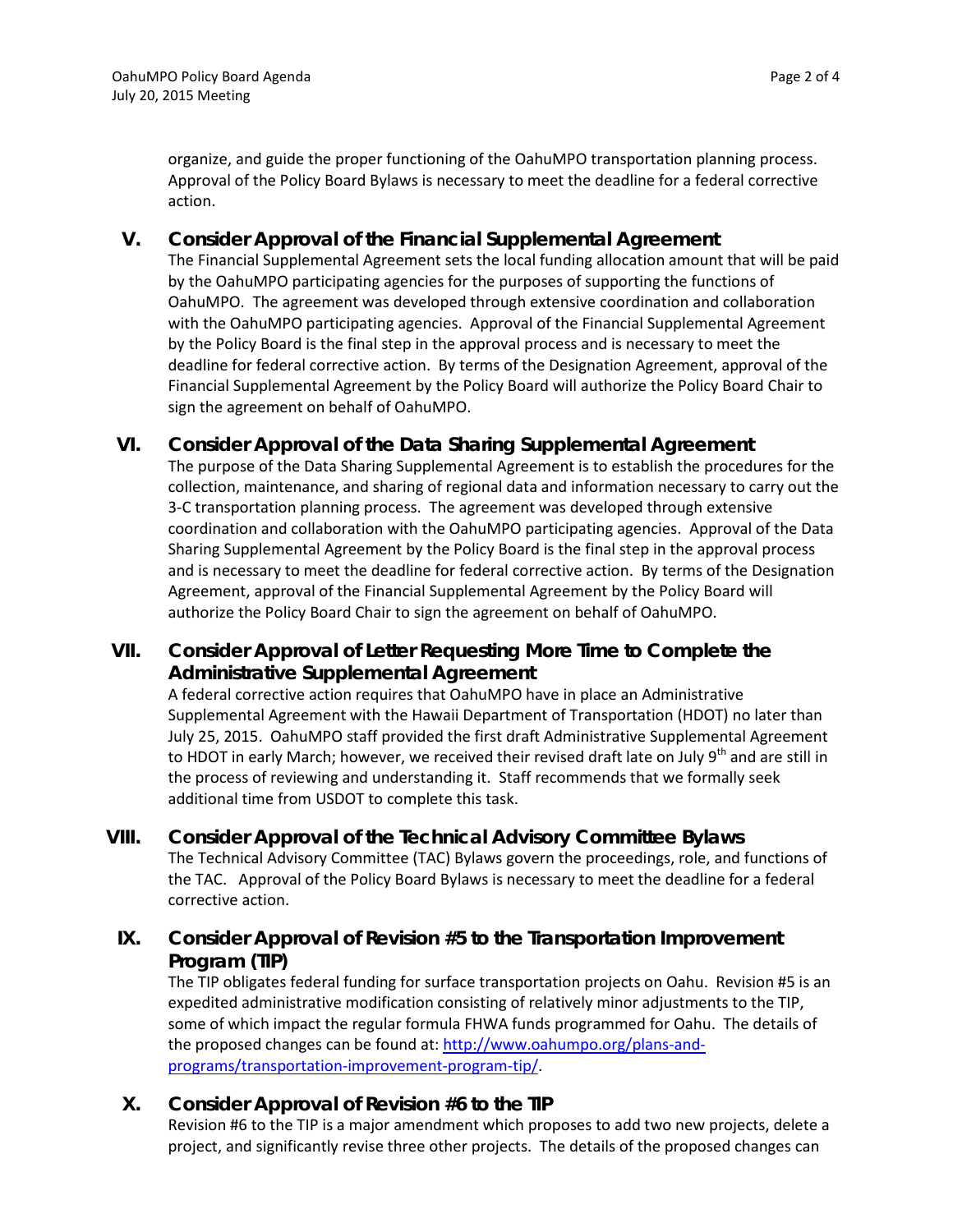organize, and guide the proper functioning of the OahuMPO transportation planning process. Approval of the Policy Board Bylaws is necessary to meet the deadline for a federal corrective action.

## V. Consider Approval of the Financial Supplemental Agreement

The Financial Supplemental Agreement sets the local funding allocation amount that will be paid by the OahuMPO participating agencies for the purposes of supporting the functions of OahuMPO. The agreement was developed through extensive coordination and collaboration with the OahuMPO participating agencies. Approval of the Financial Supplemental Agreement by the Policy Board is the final step in the approval process and is necessary to meet the deadline for federal corrective action. By terms of the Designation Agreement, approval of the Financial Supplemental Agreement by the Policy Board will authorize the Policy Board Chair to sign the agreement on behalf of OahuMPO.

## VI. Consider Approval of the Data Sharing Supplemental Agreement

The purpose of the Data Sharing Supplemental Agreement is to establish the procedures for the collection, maintenance, and sharing of regional data and information necessary to carry out the 3-C transportation planning process. The agreement was developed through extensive coordination and collaboration with the OahuMPO participating agencies. Approval of the Data Sharing Supplemental Agreement by the Policy Board is the final step in the approval process and is necessary to meet the deadline for federal corrective action. By terms of the Designation Agreement, approval of the Financial Supplemental Agreement by the Policy Board will authorize the Policy Board Chair to sign the agreement on behalf of OahuMPO.

## VII. Consider Approval of Letter Requesting More Time to Complete the Administrative Supplemental Agreement

A federal corrective action requires that OahuMPO have in place an Administrative Supplemental Agreement with the Hawaii Department of Transportation (HDOT) no later than July 25, 2015. OahuMPO staff provided the first draft Administrative Supplemental Agreement to HDOT in early March; however, we received their revised draft late on July 9th and are still in the process of reviewing and understanding it. Staff recommends that we formally seek additional time from USDOT to complete this task.

## VIII. Consider Approval of the Technical Advisory Committee Bylaws

The Technical Advisory Committee (TAC) Bylaws govern the proceedings, role, and functions of the TAC. Approval of the Policy Board Bylaws is necessary to meet the deadline for a federal corrective action.

## IX. Consider Approval of Revision #5 to the Transportation Improvement Program (TIP)

The TIP obligates federal funding for surface transportation projects on Oahu. Revision #5 is an expedited administrative modification consisting of relatively minor adjustments to the TIP, some of which impact the regular formula FHWA funds programmed for Oahu. The details of the proposed changes can be found at: [http://www.oahumpo.org/plans-and-programs/transportation-improvement-program-tip/](http://www.oahumpo.org/plans-and-programs/transportation-improvement-program-tip/).

## X. Consider Approval of Revision #6 to the TIP

Revision #6 to the TIP is a major amendment which proposes to add two new projects, delete a project, and significantly revise three other projects. The details of the proposed changes can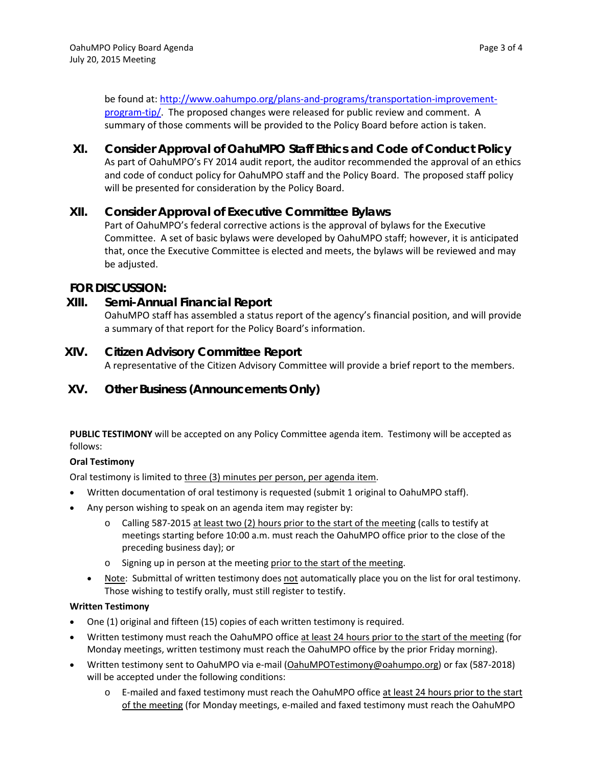be found at: http://www.oahumpo.org/plans-and-programs/transportation-improvement-program-tip/. The proposed changes were released for public review and comment. A summary of those comments will be provided to the Policy Board before action is taken.

## XI. Consider Approval of OahuMPO Staff Ethics and Code of Conduct Policy

As part of OahuMPO's FY 2014 audit report, the auditor recommended the approval of an ethics and code of conduct policy for OahuMPO staff and the Policy Board. The proposed staff policy will be presented for consideration by the Policy Board.

## XII. Consider Approval of Executive Committee Bylaws

Part of OahuMPO's federal corrective actions is the approval of bylaws for the Executive Committee. A set of basic bylaws were developed by OahuMPO staff; however, it is anticipated that, once the Executive Committee is elected and meets, the bylaws will be reviewed and may be adjusted.

# FOR DISCUSSION:

## XIII. Semi-Annual Financial Report

OahuMPO staff has assembled a status report of the agency's financial position, and will provide a summary of that report for the Policy Board's information.

## XIV. Citizen Advisory Committee Report

A representative of the Citizen Advisory Committee will provide a brief report to the members.

## XV. Other Business (Announcements Only)

**PUBLIC TESTIMONY** will be accepted on any Policy Committee agenda item. Testimony will be accepted as follows:

**Oral Testimony**

Oral testimony is limited to three (3) minutes per person, per agenda item.

- Written documentation of oral testimony is requested (submit 1 original to OahuMPO staff).
- Any person wishing to speak on an agenda item may register by:
  - Calling 587-2015 at least two (2) hours prior to the start of the meeting (calls to testify at meetings starting before 10:00 a.m. must reach the OahuMPO office prior to the close of the preceding business day); or
  - Signing up in person at the meeting prior to the start of the meeting.
- Note: Submittal of written testimony does not automatically place you on the list for oral testimony. Those wishing to testify orally, must still register to testify.

**Written Testimony**

- One (1) original and fifteen (15) copies of each written testimony is required.
- Written testimony must reach the OahuMPO office at least 24 hours prior to the start of the meeting (for Monday meetings, written testimony must reach the OahuMPO office by the prior Friday morning).
- Written testimony sent to OahuMPO via e-mail (OahuMPOTestimony@oahumpo.org) or fax (587-2018) will be accepted under the following conditions:
  - E-mailed and faxed testimony must reach the OahuMPO office at least 24 hours prior to the start of the meeting (for Monday meetings, e-mailed and faxed testimony must reach the OahuMPO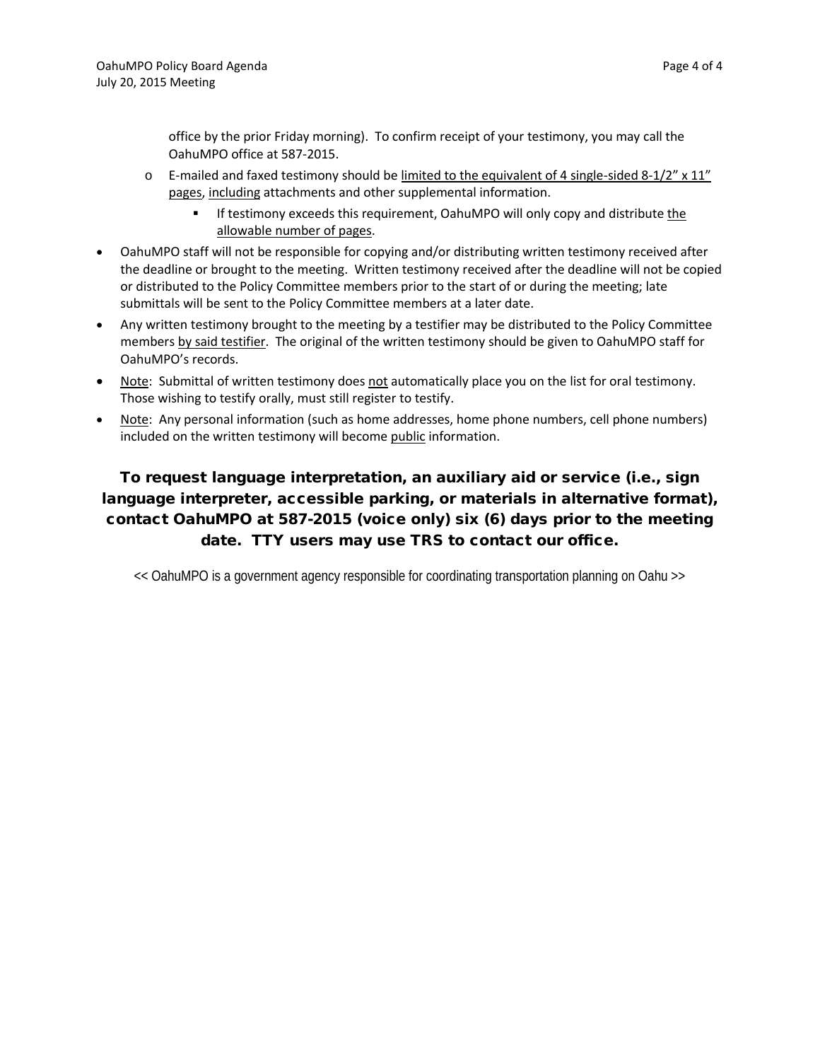office by the prior Friday morning). To confirm receipt of your testimony, you may call the OahuMPO office at 587-2015.

- E-mailed and faxed testimony should be <u>limited to the equivalent of 4 single-sided 8-1/2" x 11" pages</u>, <u>including</u> attachments and other supplemental information.
  - If testimony exceeds this requirement, OahuMPO will only copy and distribute <u>the allowable number of pages</u>.

- OahuMPO staff will not be responsible for copying and/or distributing written testimony received after the deadline or brought to the meeting. Written testimony received after the deadline will not be copied or distributed to the Policy Committee members prior to the start of or during the meeting; late submittals will be sent to the Policy Committee members at a later date.
- Any written testimony brought to the meeting by a testifier may be distributed to the Policy Committee members <u>by said testifier</u>. The original of the written testimony should be given to OahuMPO staff for OahuMPO's records.
- <u>Note</u>: Submittal of written testimony does <u>not</u> automatically place you on the list for oral testimony. Those wishing to testify orally, must still register to testify.
- <u>Note</u>: Any personal information (such as home addresses, home phone numbers, cell phone numbers) included on the written testimony will become <u>public</u> information.

**To request language interpretation, an auxiliary aid or service (i.e., sign language interpreter, accessible parking, or materials in alternative format), contact OahuMPO at 587-2015 (voice only) six (6) days prior to the meeting date. TTY users may use TRS to contact our office.**

<< OahuMPO is a government agency responsible for coordinating transportation planning on Oahu >>